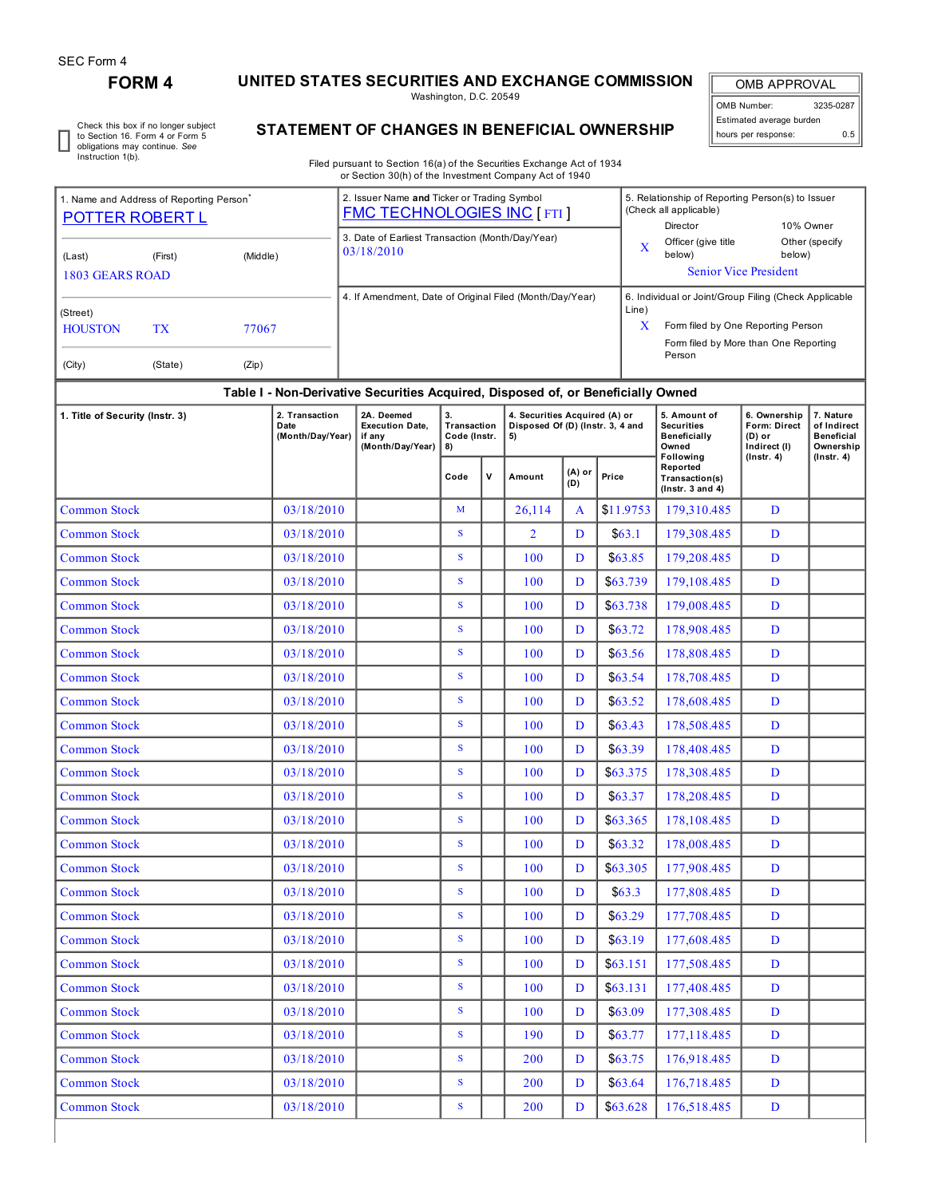SEC Form 4

# FORM 4

## UNITED STATES SECURITIES AND EXCHANGE COMMISSION

Washington, D.C. 20549

☐ Check this box if no longer subject to Section 16. Form 4 or Form 5 obligations may continue. *See* Instruction 1(b).

## STATEMENT OF CHANGES IN BENEFICIAL OWNERSHIP

Filed pursuant to Section 16(a) of the Securities Exchange Act of 1934 or Section 30(h) of the Investment Company Act of 1940

| OMB APPROVAL | |
|---|---|
| OMB Number: | 3235-0287 |
| Estimated average burden hours per response: | 0.5 |

1. Name and Address of Reporting Person*
POTTER ROBERT L
(Last) (First) (Middle)
1803 GEARS ROAD
(Street)
HOUSTON TX 77067
(City) (State) (Zip)

2. Issuer Name **and** Ticker or Trading Symbol
FMC TECHNOLOGIES INC [ FTI ]

3. Date of Earliest Transaction (Month/Day/Year)
03/18/2010

4. If Amendment, Date of Original Filed (Month/Day/Year)

5. Relationship of Reporting Person(s) to Issuer (Check all applicable)
Director
10% Owner
X Officer (give title below)
Other (specify below)
Senior Vice President

6. Individual or Joint/Group Filing (Check Applicable Line)
X Form filed by One Reporting Person
Form filed by More than One Reporting Person

### Table I - Non-Derivative Securities Acquired, Disposed of, or Beneficially Owned

| 1. Title of Security (Instr. 3) | 2. Transaction Date (Month/Day/Year) | 2A. Deemed Execution Date, if any (Month/Day/Year) | 3. Transaction Code (Instr. 8) | | 4. Securities Acquired (A) or Disposed Of (D) (Instr. 3, 4 and 5) | | | 5. Amount of Securities Beneficially Owned Following Reported Transaction(s) (Instr. 3 and 4) | 6. Ownership Form: Direct (D) or Indirect (I) (Instr. 4) | 7. Nature of Indirect Beneficial Ownership (Instr. 4) |
|---|---|---|---|---|---|---|---|---|---|---|
| | | | Code | V | Amount | (A) or (D) | Price | | | |
| Common Stock | 03/18/2010 | | M | | 26,114 | A | $11.9753 | 179,310.485 | D | |
| Common Stock | 03/18/2010 | | S | | 2 | D | $63.1 | 179,308.485 | D | |
| Common Stock | 03/18/2010 | | S | | 100 | D | $63.85 | 179,208.485 | D | |
| Common Stock | 03/18/2010 | | S | | 100 | D | $63.739 | 179,108.485 | D | |
| Common Stock | 03/18/2010 | | S | | 100 | D | $63.738 | 179,008.485 | D | |
| Common Stock | 03/18/2010 | | S | | 100 | D | $63.72 | 178,908.485 | D | |
| Common Stock | 03/18/2010 | | S | | 100 | D | $63.56 | 178,808.485 | D | |
| Common Stock | 03/18/2010 | | S | | 100 | D | $63.54 | 178,708.485 | D | |
| Common Stock | 03/18/2010 | | S | | 100 | D | $63.52 | 178,608.485 | D | |
| Common Stock | 03/18/2010 | | S | | 100 | D | $63.43 | 178,508.485 | D | |
| Common Stock | 03/18/2010 | | S | | 100 | D | $63.39 | 178,408.485 | D | |
| Common Stock | 03/18/2010 | | S | | 100 | D | $63.375 | 178,308.485 | D | |
| Common Stock | 03/18/2010 | | S | | 100 | D | $63.37 | 178,208.485 | D | |
| Common Stock | 03/18/2010 | | S | | 100 | D | $63.365 | 178,108.485 | D | |
| Common Stock | 03/18/2010 | | S | | 100 | D | $63.32 | 178,008.485 | D | |
| Common Stock | 03/18/2010 | | S | | 100 | D | $63.305 | 177,908.485 | D | |
| Common Stock | 03/18/2010 | | S | | 100 | D | $63.3 | 177,808.485 | D | |
| Common Stock | 03/18/2010 | | S | | 100 | D | $63.29 | 177,708.485 | D | |
| Common Stock | 03/18/2010 | | S | | 100 | D | $63.19 | 177,608.485 | D | |
| Common Stock | 03/18/2010 | | S | | 100 | D | $63.151 | 177,508.485 | D | |
| Common Stock | 03/18/2010 | | S | | 100 | D | $63.131 | 177,408.485 | D | |
| Common Stock | 03/18/2010 | | S | | 100 | D | $63.09 | 177,308.485 | D | |
| Common Stock | 03/18/2010 | | S | | 190 | D | $63.77 | 177,118.485 | D | |
| Common Stock | 03/18/2010 | | S | | 200 | D | $63.75 | 176,918.485 | D | |
| Common Stock | 03/18/2010 | | S | | 200 | D | $63.64 | 176,718.485 | D | |
| Common Stock | 03/18/2010 | | S | | 200 | D | $63.628 | 176,518.485 | D | |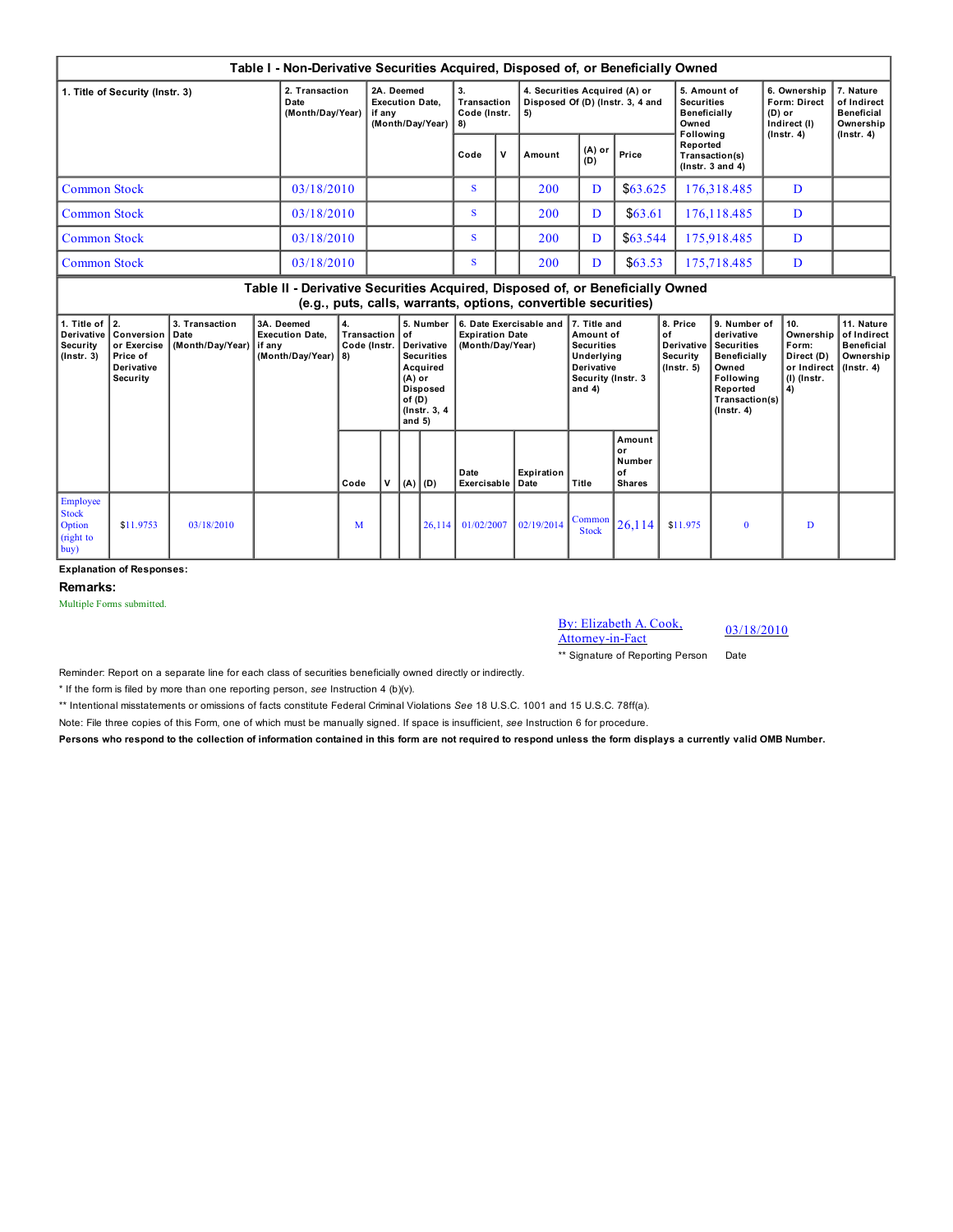## Table I - Non-Derivative Securities Acquired, Disposed of, or Beneficially Owned

| 1. Title of Security (Instr. 3) | 2. Transaction Date (Month/Day/Year) | 2A. Deemed Execution Date, if any (Month/Day/Year) | 3. Transaction Code (Instr. 8) | | 4. Securities Acquired (A) or Disposed Of (D) (Instr. 3, 4 and 5) | | | 5. Amount of Securities Beneficially Owned Following Reported Transaction(s) (Instr. 3 and 4) | 6. Ownership Form: Direct (D) or Indirect (I) (Instr. 4) | 7. Nature of Indirect Beneficial Ownership (Instr. 4) |
|---|---|---|---|---|---|---|---|---|---|---|
| | | | Code | V | Amount | (A) or (D) | Price | | | |
| Common Stock | 03/18/2010 | | S | | 200 | D | $63.625 | 176,318.485 | D | |
| Common Stock | 03/18/2010 | | S | | 200 | D | $63.61 | 176,118.485 | D | |
| Common Stock | 03/18/2010 | | S | | 200 | D | $63.544 | 175,918.485 | D | |
| Common Stock | 03/18/2010 | | S | | 200 | D | $63.53 | 175,718.485 | D | |

## Table II - Derivative Securities Acquired, Disposed of, or Beneficially Owned (e.g., puts, calls, warrants, options, convertible securities)

| 1. Title of Derivative Security (Instr. 3) | 2. Conversion or Exercise Price of Derivative Security | 3. Transaction Date (Month/Day/Year) | 3A. Deemed Execution Date, if any (Month/Day/Year) | 4. Transaction Code (Instr. 8) | | 5. Number of Derivative Securities Acquired (A) or Disposed of (D) (Instr. 3, 4 and 5) | | 6. Date Exercisable and Expiration Date (Month/Day/Year) | | 7. Title and Amount of Securities Underlying Derivative Security (Instr. 3 and 4) | | 8. Price of Derivative Security (Instr. 5) | 9. Number of derivative Securities Beneficially Owned Following Reported Transaction(s) (Instr. 4) | 10. Ownership Form: Direct (D) or Indirect (I) (Instr. 4) | 11. Nature of Indirect Beneficial Ownership (Instr. 4) |
|---|---|---|---|---|---|---|---|---|---|---|---|---|---|---|---|
| | | | | Code | V | (A) | (D) | Date Exercisable | Expiration Date | Title | Amount or Number of Shares | | | | |
| Employee Stock Option (right to buy) | $11.9753 | 03/18/2010 | | M | | | 26,114 | 01/02/2007 | 02/19/2014 | Common Stock | 26,114 | $11.975 | 0 | D | |

**Explanation of Responses:**

**Remarks:**

Multiple Forms submitted.

By: Elizabeth A. Cook, Attorney-in-Fact — 03/18/2010

** Signature of Reporting Person — Date

Reminder: Report on a separate line for each class of securities beneficially owned directly or indirectly.

* If the form is filed by more than one reporting person, *see* Instruction 4 (b)(v).

** Intentional misstatements or omissions of facts constitute Federal Criminal Violations *See* 18 U.S.C. 1001 and 15 U.S.C. 78ff(a).

Note: File three copies of this Form, one of which must be manually signed. If space is insufficient, *see* Instruction 6 for procedure.

**Persons who respond to the collection of information contained in this form are not required to respond unless the form displays a currently valid OMB Number.**